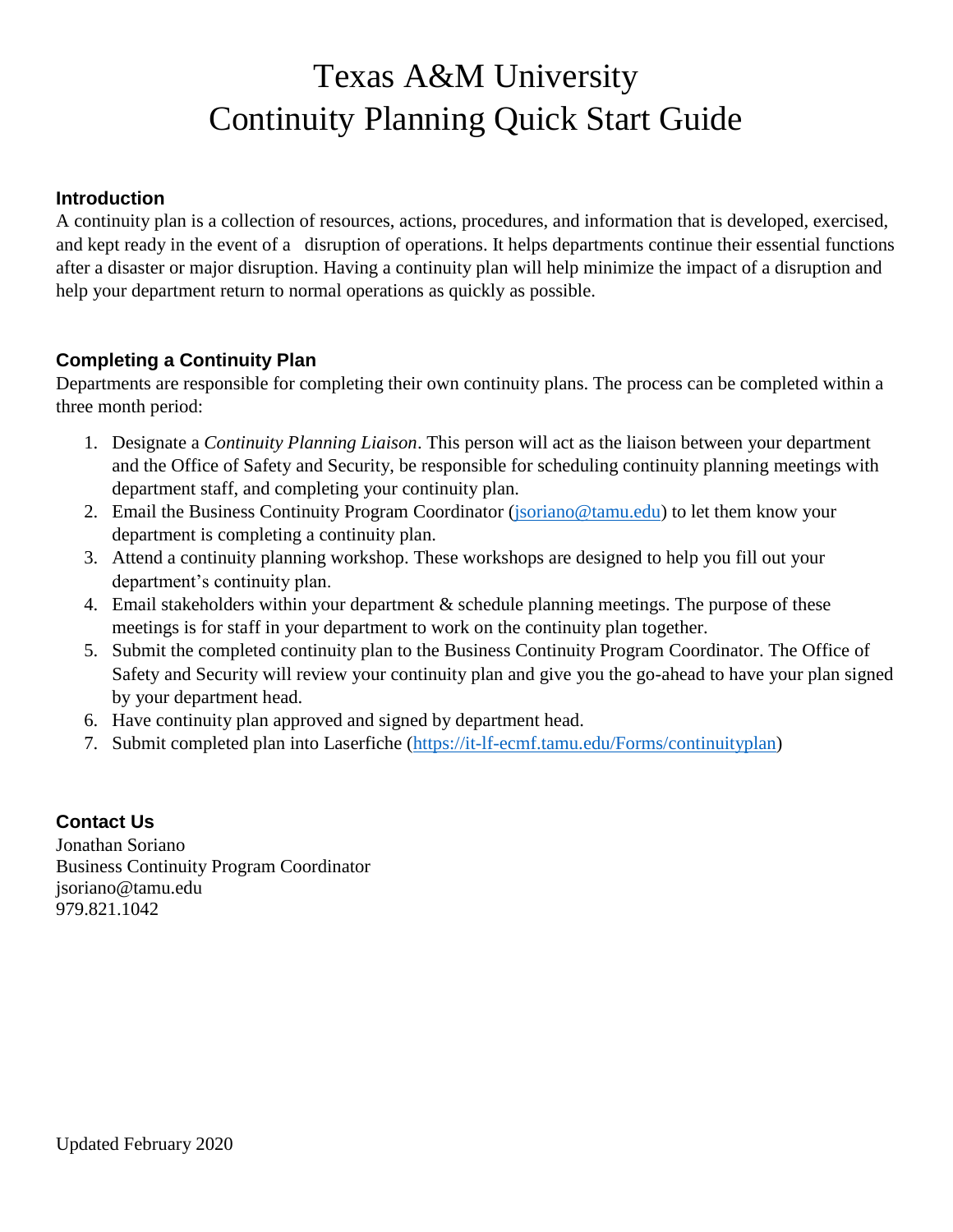# Texas A&M University
# Continuity Planning Quick Start Guide

## Introduction

A continuity plan is a collection of resources, actions, procedures, and information that is developed, exercised, and kept ready in the event of a disruption of operations. It helps departments continue their essential functions after a disaster or major disruption. Having a continuity plan will help minimize the impact of a disruption and help your department return to normal operations as quickly as possible.

## Completing a Continuity Plan

Departments are responsible for completing their own continuity plans. The process can be completed within a three month period:

1. Designate a *Continuity Planning Liaison*. This person will act as the liaison between your department and the Office of Safety and Security, be responsible for scheduling continuity planning meetings with department staff, and completing your continuity plan.
2. Email the Business Continuity Program Coordinator (jsoriano@tamu.edu) to let them know your department is completing a continuity plan.
3. Attend a continuity planning workshop. These workshops are designed to help you fill out your department's continuity plan.
4. Email stakeholders within your department & schedule planning meetings. The purpose of these meetings is for staff in your department to work on the continuity plan together.
5. Submit the completed continuity plan to the Business Continuity Program Coordinator. The Office of Safety and Security will review your continuity plan and give you the go-ahead to have your plan signed by your department head.
6. Have continuity plan approved and signed by department head.
7. Submit completed plan into Laserfiche (https://it-lf-ecmf.tamu.edu/Forms/continuityplan)

## Contact Us

Jonathan Soriano
Business Continuity Program Coordinator
jsoriano@tamu.edu
979.821.1042

Updated February 2020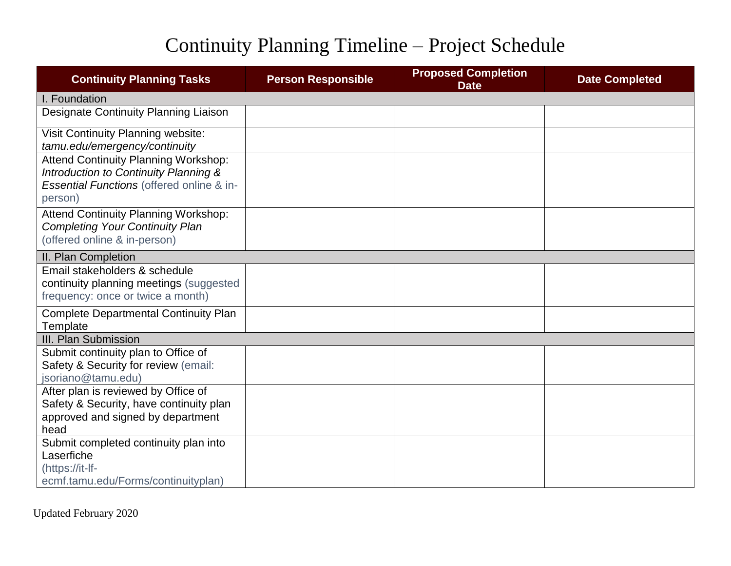# Continuity Planning Timeline – Project Schedule

| Continuity Planning Tasks | Person Responsible | Proposed Completion Date | Date Completed |
|---|---|---|---|
| I. Foundation | | | |
| Designate Continuity Planning Liaison | | | |
| Visit Continuity Planning website: *tamu.edu/emergency/continuity* | | | |
| Attend Continuity Planning Workshop: *Introduction to Continuity Planning & Essential Functions* (offered online & in-person) | | | |
| Attend Continuity Planning Workshop: *Completing Your Continuity Plan* (offered online & in-person) | | | |
| II. Plan Completion | | | |
| Email stakeholders & schedule continuity planning meetings (suggested frequency: once or twice a month) | | | |
| Complete Departmental Continuity Plan Template | | | |
| III. Plan Submission | | | |
| Submit continuity plan to Office of Safety & Security for review (email: jsoriano@tamu.edu) | | | |
| After plan is reviewed by Office of Safety & Security, have continuity plan approved and signed by department head | | | |
| Submit completed continuity plan into Laserfiche (https://it-lf-ecmf.tamu.edu/Forms/continuityplan) | | | |

Updated February 2020